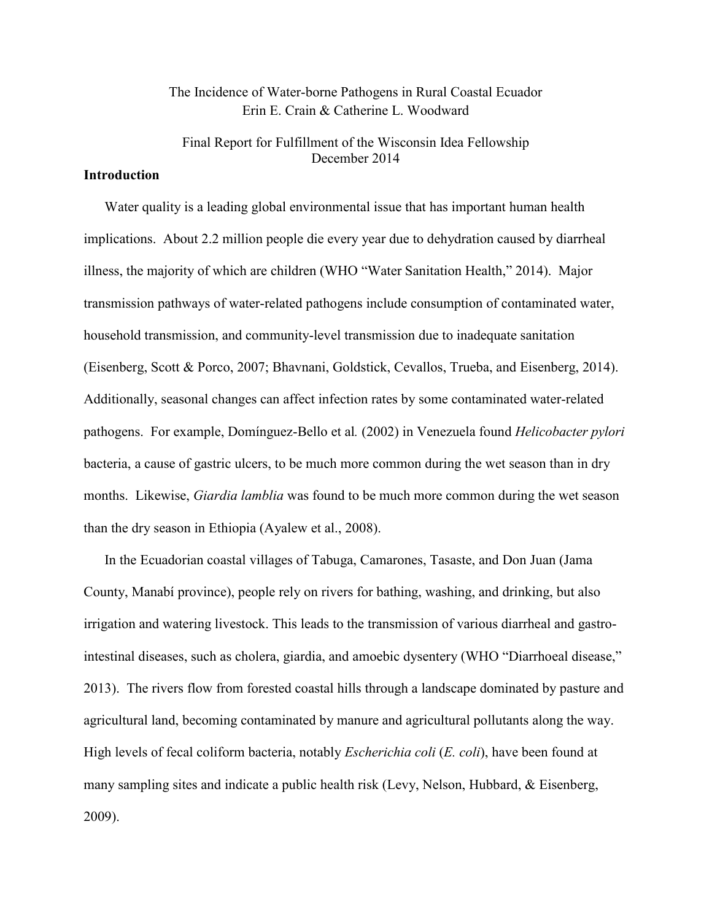# The Incidence of Water-borne Pathogens in Rural Coastal Ecuador

Erin E. Crain & Catherine L. Woodward

Final Report for Fulfillment of the Wisconsin Idea Fellowship
December 2014

## Introduction

Water quality is a leading global environmental issue that has important human health implications. About 2.2 million people die every year due to dehydration caused by diarrheal illness, the majority of which are children (WHO "Water Sanitation Health," 2014). Major transmission pathways of water-related pathogens include consumption of contaminated water, household transmission, and community-level transmission due to inadequate sanitation (Eisenberg, Scott & Porco, 2007; Bhavnani, Goldstick, Cevallos, Trueba, and Eisenberg, 2014). Additionally, seasonal changes can affect infection rates by some contaminated water-related pathogens. For example, Domínguez-Bello et al*.* (2002) in Venezuela found *Helicobacter pylori* bacteria, a cause of gastric ulcers, to be much more common during the wet season than in dry months. Likewise, *Giardia lamblia* was found to be much more common during the wet season than the dry season in Ethiopia (Ayalew et al., 2008).

In the Ecuadorian coastal villages of Tabuga, Camarones, Tasaste, and Don Juan (Jama County, Manabí province), people rely on rivers for bathing, washing, and drinking, but also irrigation and watering livestock. This leads to the transmission of various diarrheal and gastro-intestinal diseases, such as cholera, giardia, and amoebic dysentery (WHO "Diarrhoeal disease," 2013). The rivers flow from forested coastal hills through a landscape dominated by pasture and agricultural land, becoming contaminated by manure and agricultural pollutants along the way. High levels of fecal coliform bacteria, notably *Escherichia coli* (*E. coli*), have been found at many sampling sites and indicate a public health risk (Levy, Nelson, Hubbard, & Eisenberg, 2009).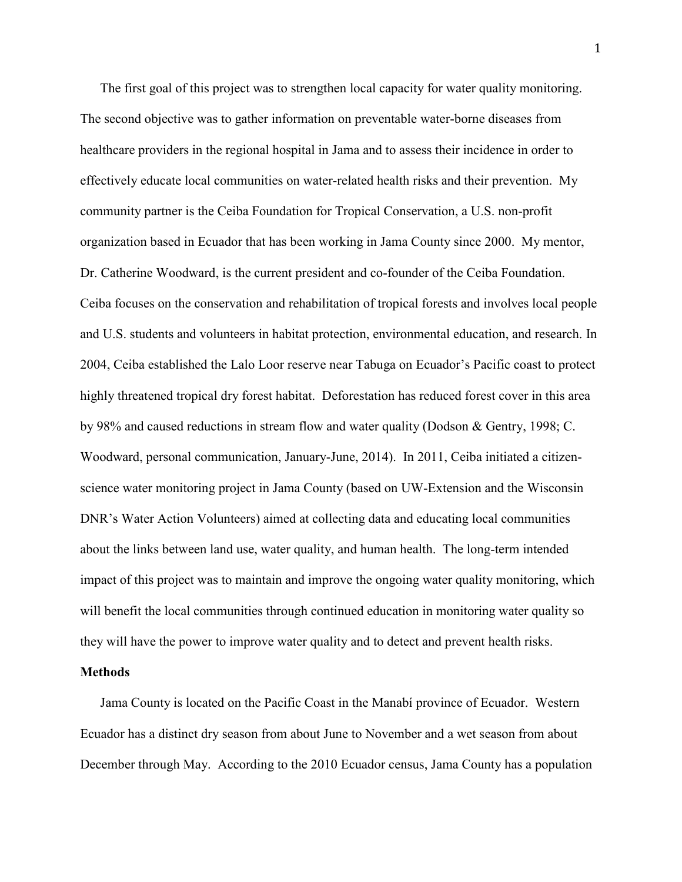The first goal of this project was to strengthen local capacity for water quality monitoring. The second objective was to gather information on preventable water-borne diseases from healthcare providers in the regional hospital in Jama and to assess their incidence in order to effectively educate local communities on water-related health risks and their prevention. My community partner is the Ceiba Foundation for Tropical Conservation, a U.S. non-profit organization based in Ecuador that has been working in Jama County since 2000. My mentor, Dr. Catherine Woodward, is the current president and co-founder of the Ceiba Foundation. Ceiba focuses on the conservation and rehabilitation of tropical forests and involves local people and U.S. students and volunteers in habitat protection, environmental education, and research. In 2004, Ceiba established the Lalo Loor reserve near Tabuga on Ecuador's Pacific coast to protect highly threatened tropical dry forest habitat. Deforestation has reduced forest cover in this area by 98% and caused reductions in stream flow and water quality (Dodson & Gentry, 1998; C. Woodward, personal communication, January-June, 2014). In 2011, Ceiba initiated a citizen-science water monitoring project in Jama County (based on UW-Extension and the Wisconsin DNR's Water Action Volunteers) aimed at collecting data and educating local communities about the links between land use, water quality, and human health. The long-term intended impact of this project was to maintain and improve the ongoing water quality monitoring, which will benefit the local communities through continued education in monitoring water quality so they will have the power to improve water quality and to detect and prevent health risks.

**Methods**

Jama County is located on the Pacific Coast in the Manabí province of Ecuador. Western Ecuador has a distinct dry season from about June to November and a wet season from about December through May. According to the 2010 Ecuador census, Jama County has a population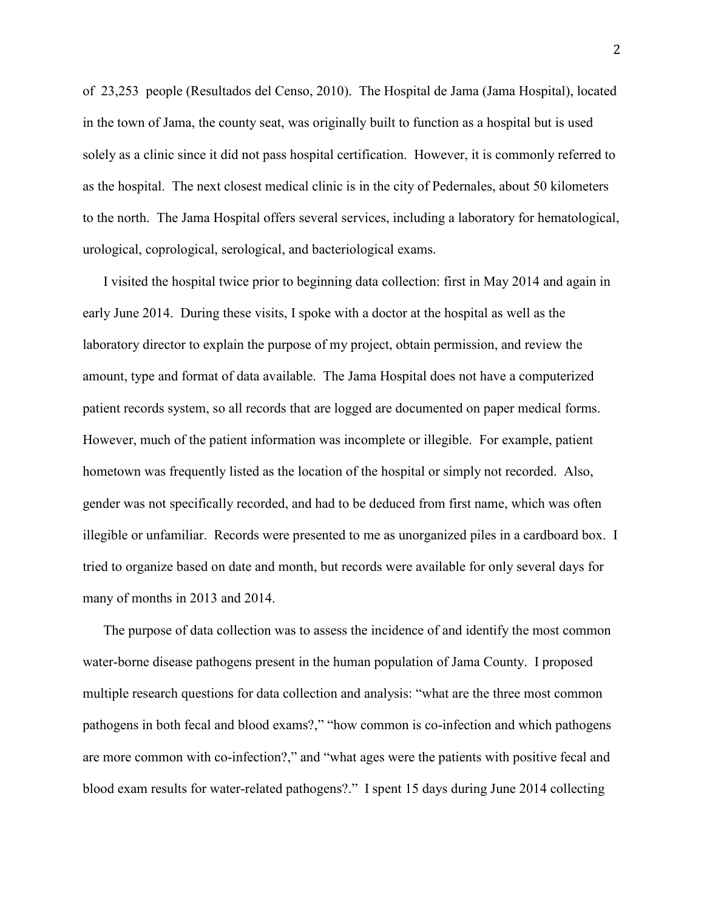of 23,253 people (Resultados del Censo, 2010). The Hospital de Jama (Jama Hospital), located in the town of Jama, the county seat, was originally built to function as a hospital but is used solely as a clinic since it did not pass hospital certification. However, it is commonly referred to as the hospital. The next closest medical clinic is in the city of Pedernales, about 50 kilometers to the north. The Jama Hospital offers several services, including a laboratory for hematological, urological, coprological, serological, and bacteriological exams.

I visited the hospital twice prior to beginning data collection: first in May 2014 and again in early June 2014. During these visits, I spoke with a doctor at the hospital as well as the laboratory director to explain the purpose of my project, obtain permission, and review the amount, type and format of data available. The Jama Hospital does not have a computerized patient records system, so all records that are logged are documented on paper medical forms. However, much of the patient information was incomplete or illegible. For example, patient hometown was frequently listed as the location of the hospital or simply not recorded. Also, gender was not specifically recorded, and had to be deduced from first name, which was often illegible or unfamiliar. Records were presented to me as unorganized piles in a cardboard box. I tried to organize based on date and month, but records were available for only several days for many of months in 2013 and 2014.

The purpose of data collection was to assess the incidence of and identify the most common water-borne disease pathogens present in the human population of Jama County. I proposed multiple research questions for data collection and analysis: "what are the three most common pathogens in both fecal and blood exams?," "how common is co-infection and which pathogens are more common with co-infection?," and "what ages were the patients with positive fecal and blood exam results for water-related pathogens?." I spent 15 days during June 2014 collecting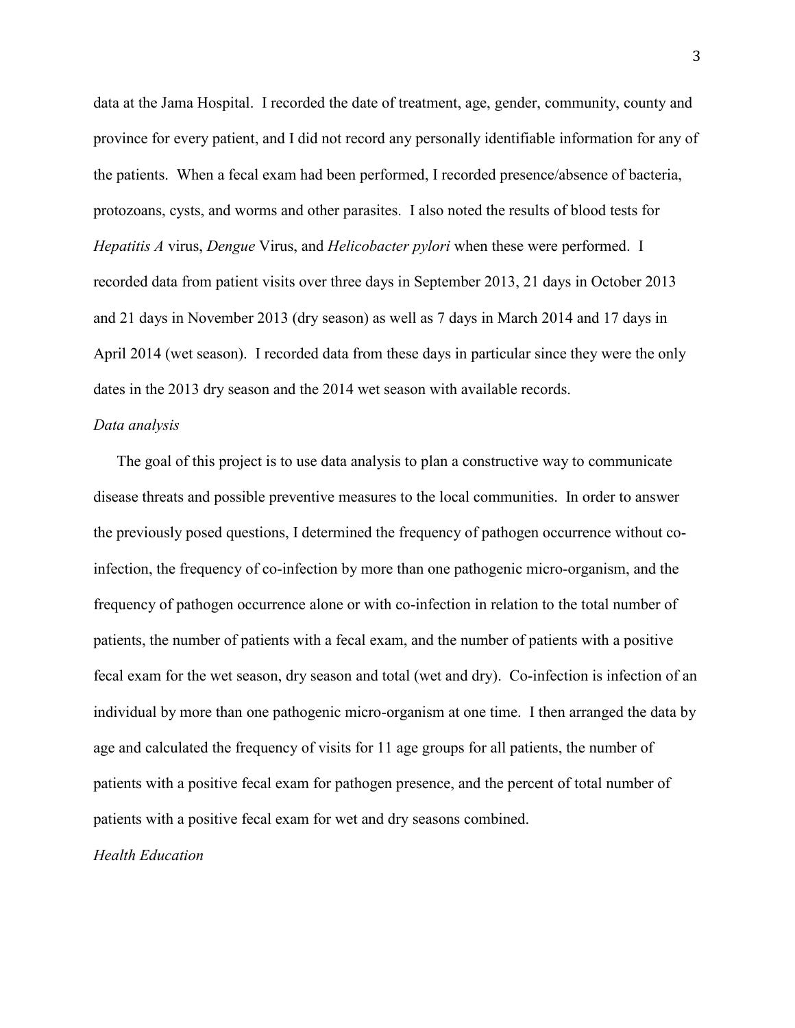data at the Jama Hospital. I recorded the date of treatment, age, gender, community, county and province for every patient, and I did not record any personally identifiable information for any of the patients. When a fecal exam had been performed, I recorded presence/absence of bacteria, protozoans, cysts, and worms and other parasites. I also noted the results of blood tests for *Hepatitis A* virus, *Dengue* Virus, and *Helicobacter pylori* when these were performed. I recorded data from patient visits over three days in September 2013, 21 days in October 2013 and 21 days in November 2013 (dry season) as well as 7 days in March 2014 and 17 days in April 2014 (wet season). I recorded data from these days in particular since they were the only dates in the 2013 dry season and the 2014 wet season with available records.

*Data analysis*

The goal of this project is to use data analysis to plan a constructive way to communicate disease threats and possible preventive measures to the local communities. In order to answer the previously posed questions, I determined the frequency of pathogen occurrence without co-infection, the frequency of co-infection by more than one pathogenic micro-organism, and the frequency of pathogen occurrence alone or with co-infection in relation to the total number of patients, the number of patients with a fecal exam, and the number of patients with a positive fecal exam for the wet season, dry season and total (wet and dry). Co-infection is infection of an individual by more than one pathogenic micro-organism at one time. I then arranged the data by age and calculated the frequency of visits for 11 age groups for all patients, the number of patients with a positive fecal exam for pathogen presence, and the percent of total number of patients with a positive fecal exam for wet and dry seasons combined.

*Health Education*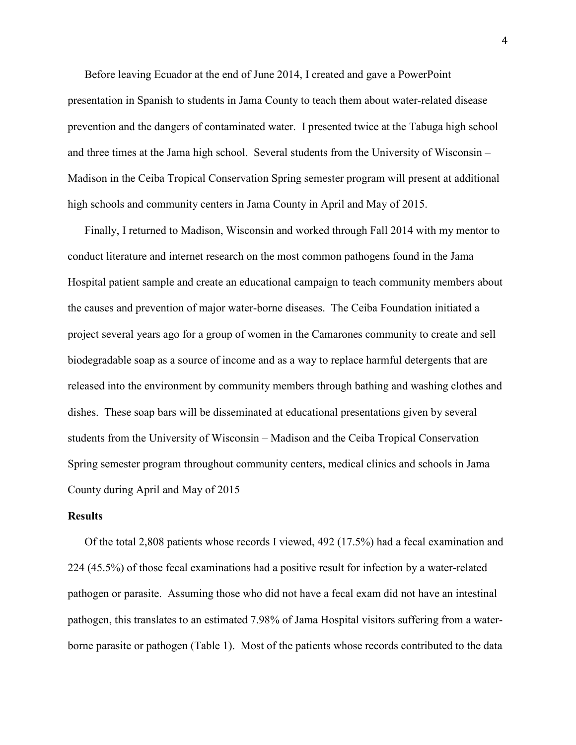Before leaving Ecuador at the end of June 2014, I created and gave a PowerPoint presentation in Spanish to students in Jama County to teach them about water-related disease prevention and the dangers of contaminated water. I presented twice at the Tabuga high school and three times at the Jama high school. Several students from the University of Wisconsin – Madison in the Ceiba Tropical Conservation Spring semester program will present at additional high schools and community centers in Jama County in April and May of 2015.

Finally, I returned to Madison, Wisconsin and worked through Fall 2014 with my mentor to conduct literature and internet research on the most common pathogens found in the Jama Hospital patient sample and create an educational campaign to teach community members about the causes and prevention of major water-borne diseases. The Ceiba Foundation initiated a project several years ago for a group of women in the Camarones community to create and sell biodegradable soap as a source of income and as a way to replace harmful detergents that are released into the environment by community members through bathing and washing clothes and dishes. These soap bars will be disseminated at educational presentations given by several students from the University of Wisconsin – Madison and the Ceiba Tropical Conservation Spring semester program throughout community centers, medical clinics and schools in Jama County during April and May of 2015

### Results

Of the total 2,808 patients whose records I viewed, 492 (17.5%) had a fecal examination and 224 (45.5%) of those fecal examinations had a positive result for infection by a water-related pathogen or parasite. Assuming those who did not have a fecal exam did not have an intestinal pathogen, this translates to an estimated 7.98% of Jama Hospital visitors suffering from a water-borne parasite or pathogen (Table 1). Most of the patients whose records contributed to the data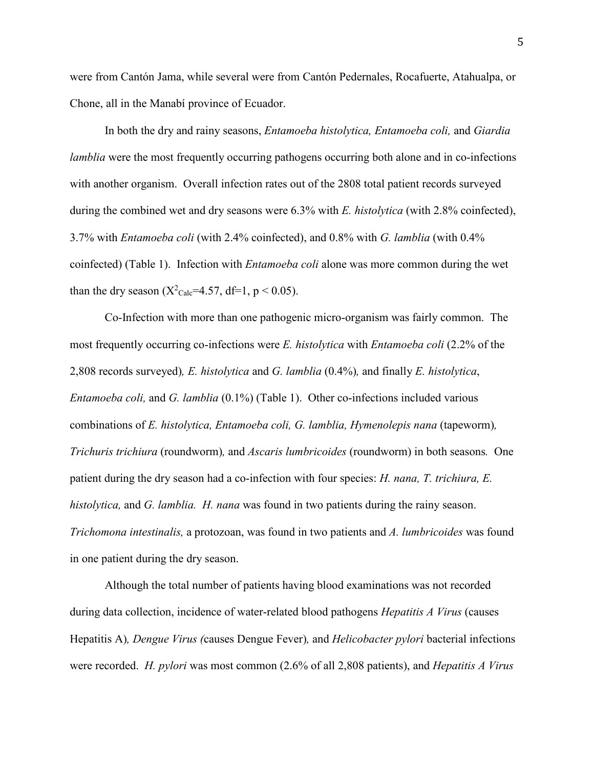were from Cantón Jama, while several were from Cantón Pedernales, Rocafuerte, Atahualpa, or Chone, all in the Manabí province of Ecuador.

In both the dry and rainy seasons, *Entamoeba histolytica, Entamoeba coli,* and *Giardia lamblia* were the most frequently occurring pathogens occurring both alone and in co-infections with another organism. Overall infection rates out of the 2808 total patient records surveyed during the combined wet and dry seasons were 6.3% with *E. histolytica* (with 2.8% coinfected), 3.7% with *Entamoeba coli* (with 2.4% coinfected), and 0.8% with *G. lamblia* (with 0.4% coinfected) (Table 1). Infection with *Entamoeba coli* alone was more common during the wet than the dry season ($X^2_{Calc}$=4.57, df=1, $p < 0.05$).

Co-Infection with more than one pathogenic micro-organism was fairly common. The most frequently occurring co-infections were *E. histolytica* with *Entamoeba coli* (2.2% of the 2,808 records surveyed), *E. histolytica* and *G. lamblia* (0.4%), and finally *E. histolytica*, *Entamoeba coli,* and *G. lamblia* (0.1%) (Table 1). Other co-infections included various combinations of *E. histolytica, Entamoeba coli, G. lamblia, Hymenolepis nana* (tapeworm), *Trichuris trichiura* (roundworm), and *Ascaris lumbricoides* (roundworm) in both seasons. One patient during the dry season had a co-infection with four species: *H. nana, T. trichiura, E. histolytica,* and *G. lamblia. H. nana* was found in two patients during the rainy season. *Trichomona intestinalis,* a protozoan, was found in two patients and *A. lumbricoides* was found in one patient during the dry season.

Although the total number of patients having blood examinations was not recorded during data collection, incidence of water-related blood pathogens *Hepatitis A Virus* (causes Hepatitis A), *Dengue Virus (*causes Dengue Fever), and *Helicobacter pylori* bacterial infections were recorded. *H. pylori* was most common (2.6% of all 2,808 patients), and *Hepatitis A Virus*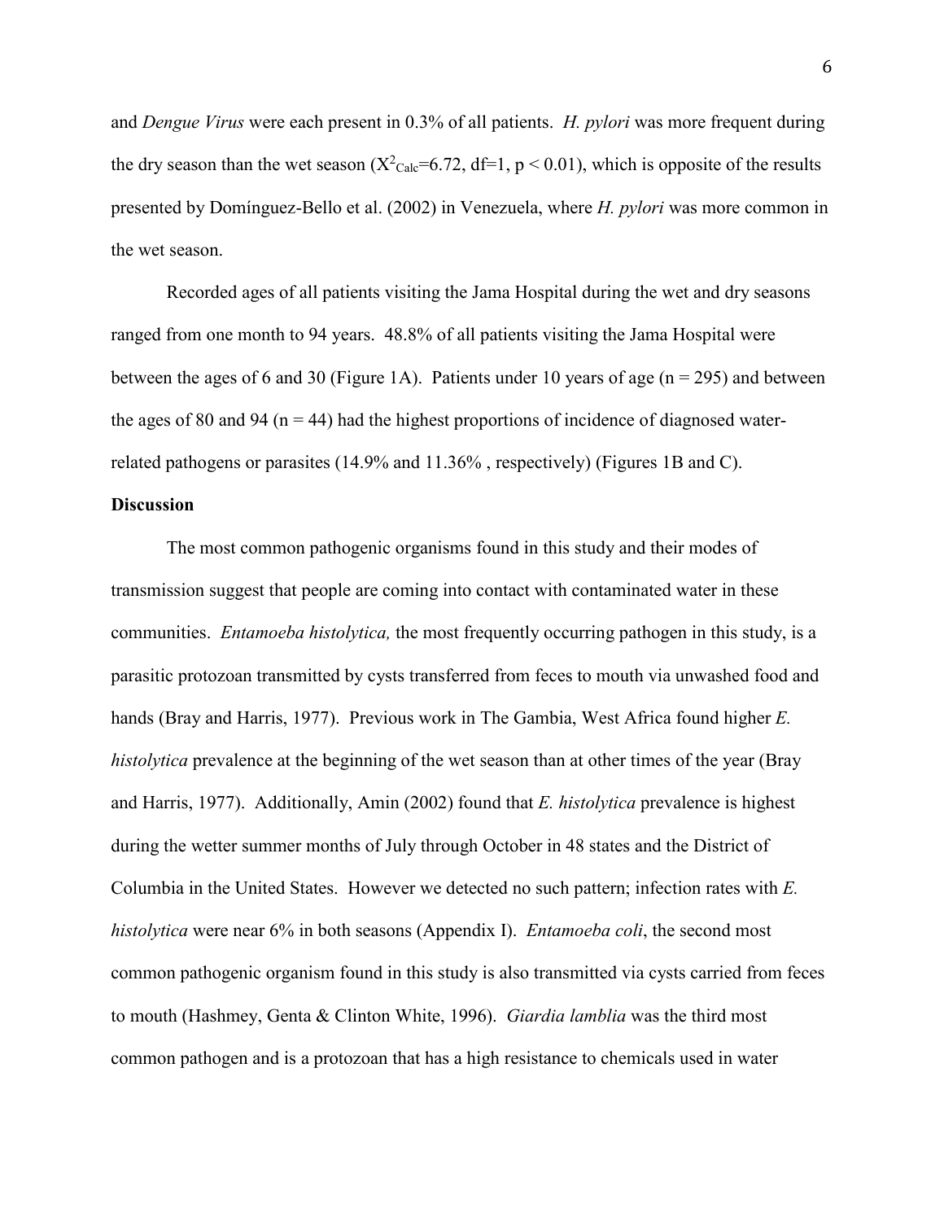and *Dengue Virus* were each present in 0.3% of all patients. *H. pylori* was more frequent during the dry season than the wet season ($X^2_{Calc}$=6.72, df=1, $p < 0.01$), which is opposite of the results presented by Domínguez-Bello et al. (2002) in Venezuela, where *H. pylori* was more common in the wet season.

Recorded ages of all patients visiting the Jama Hospital during the wet and dry seasons ranged from one month to 94 years. 48.8% of all patients visiting the Jama Hospital were between the ages of 6 and 30 (Figure 1A). Patients under 10 years of age (n = 295) and between the ages of 80 and 94 (n = 44) had the highest proportions of incidence of diagnosed water-related pathogens or parasites (14.9% and 11.36% , respectively) (Figures 1B and C).

**Discussion**

The most common pathogenic organisms found in this study and their modes of transmission suggest that people are coming into contact with contaminated water in these communities. *Entamoeba histolytica,* the most frequently occurring pathogen in this study, is a parasitic protozoan transmitted by cysts transferred from feces to mouth via unwashed food and hands (Bray and Harris, 1977). Previous work in The Gambia, West Africa found higher *E. histolytica* prevalence at the beginning of the wet season than at other times of the year (Bray and Harris, 1977). Additionally, Amin (2002) found that *E. histolytica* prevalence is highest during the wetter summer months of July through October in 48 states and the District of Columbia in the United States. However we detected no such pattern; infection rates with *E. histolytica* were near 6% in both seasons (Appendix I). *Entamoeba coli*, the second most common pathogenic organism found in this study is also transmitted via cysts carried from feces to mouth (Hashmey, Genta & Clinton White, 1996). *Giardia lamblia* was the third most common pathogen and is a protozoan that has a high resistance to chemicals used in water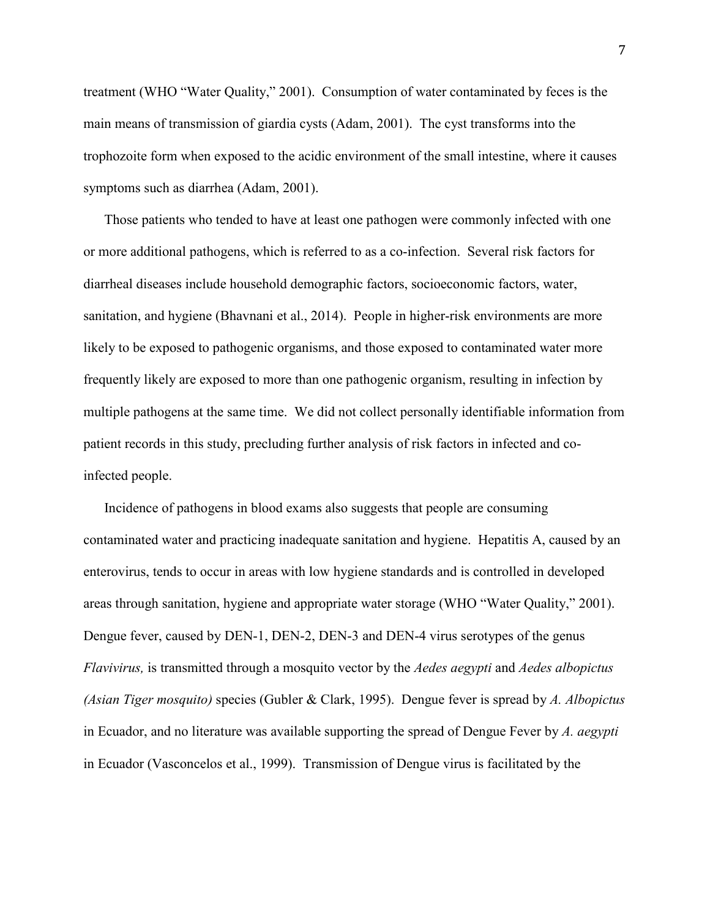treatment (WHO "Water Quality," 2001). Consumption of water contaminated by feces is the main means of transmission of giardia cysts (Adam, 2001). The cyst transforms into the trophozoite form when exposed to the acidic environment of the small intestine, where it causes symptoms such as diarrhea (Adam, 2001).

Those patients who tended to have at least one pathogen were commonly infected with one or more additional pathogens, which is referred to as a co-infection. Several risk factors for diarrheal diseases include household demographic factors, socioeconomic factors, water, sanitation, and hygiene (Bhavnani et al., 2014). People in higher-risk environments are more likely to be exposed to pathogenic organisms, and those exposed to contaminated water more frequently likely are exposed to more than one pathogenic organism, resulting in infection by multiple pathogens at the same time. We did not collect personally identifiable information from patient records in this study, precluding further analysis of risk factors in infected and co-infected people.

Incidence of pathogens in blood exams also suggests that people are consuming contaminated water and practicing inadequate sanitation and hygiene. Hepatitis A, caused by an enterovirus, tends to occur in areas with low hygiene standards and is controlled in developed areas through sanitation, hygiene and appropriate water storage (WHO "Water Quality," 2001). Dengue fever, caused by DEN-1, DEN-2, DEN-3 and DEN-4 virus serotypes of the genus *Flavivirus,* is transmitted through a mosquito vector by the *Aedes aegypti* and *Aedes albopictus (Asian Tiger mosquito)* species (Gubler & Clark, 1995). Dengue fever is spread by *A. Albopictus* in Ecuador, and no literature was available supporting the spread of Dengue Fever by *A. aegypti* in Ecuador (Vasconcelos et al., 1999). Transmission of Dengue virus is facilitated by the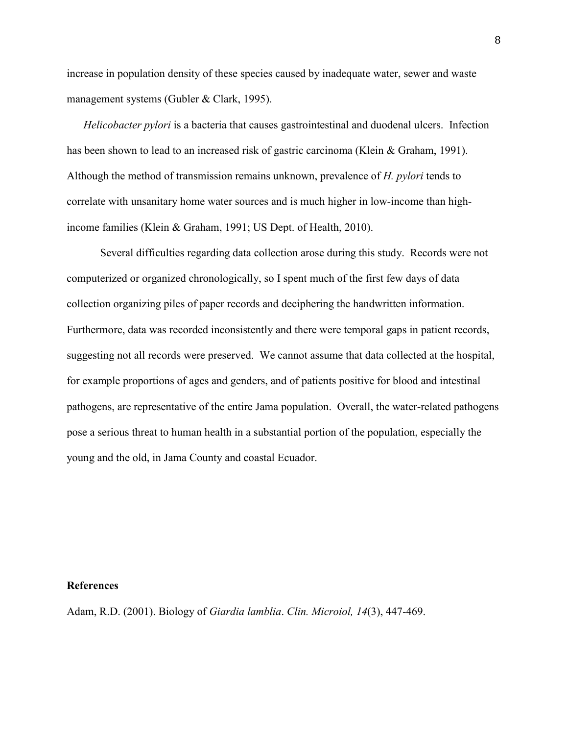increase in population density of these species caused by inadequate water, sewer and waste management systems (Gubler & Clark, 1995).

*Helicobacter pylori* is a bacteria that causes gastrointestinal and duodenal ulcers. Infection has been shown to lead to an increased risk of gastric carcinoma (Klein & Graham, 1991). Although the method of transmission remains unknown, prevalence of *H. pylori* tends to correlate with unsanitary home water sources and is much higher in low-income than high-income families (Klein & Graham, 1991; US Dept. of Health, 2010).

Several difficulties regarding data collection arose during this study. Records were not computerized or organized chronologically, so I spent much of the first few days of data collection organizing piles of paper records and deciphering the handwritten information. Furthermore, data was recorded inconsistently and there were temporal gaps in patient records, suggesting not all records were preserved. We cannot assume that data collected at the hospital, for example proportions of ages and genders, and of patients positive for blood and intestinal pathogens, are representative of the entire Jama population. Overall, the water-related pathogens pose a serious threat to human health in a substantial portion of the population, especially the young and the old, in Jama County and coastal Ecuador.

**References**

Adam, R.D. (2001). Biology of *Giardia lamblia*. *Clin. Microiol, 14*(3), 447-469.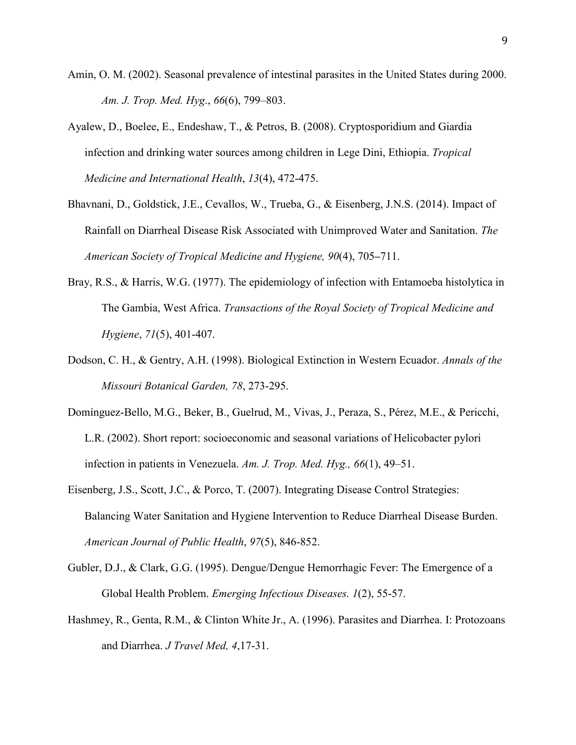Amin, O. M. (2002). Seasonal prevalence of intestinal parasites in the United States during 2000. *Am. J. Trop. Med. Hyg*., *66*(6), 799–803.

Ayalew, D., Boelee, E., Endeshaw, T., & Petros, B. (2008). Cryptosporidium and Giardia infection and drinking water sources among children in Lege Dini, Ethiopia. *Tropical Medicine and International Health*, *13*(4), 472-475.

Bhavnani, D., Goldstick, J.E., Cevallos, W., Trueba, G., & Eisenberg, J.N.S. (2014). Impact of Rainfall on Diarrheal Disease Risk Associated with Unimproved Water and Sanitation. *The American Society of Tropical Medicine and Hygiene, 90*(4), 705–711.

Bray, R.S., & Harris, W.G. (1977). The epidemiology of infection with Entamoeba histolytica in The Gambia, West Africa. *Transactions of the Royal Society of Tropical Medicine and Hygiene*, *71*(5), 401-407.

Dodson, C. H., & Gentry, A.H. (1998). Biological Extinction in Western Ecuador. *Annals of the Missouri Botanical Garden, 78*, 273-295.

Domínguez-Bello, M.G., Beker, B., Guelrud, M., Vivas, J., Peraza, S., Pérez, M.E., & Pericchi, L.R. (2002). Short report: socioeconomic and seasonal variations of Helicobacter pylori infection in patients in Venezuela. *Am. J. Trop. Med. Hyg., 66*(1), 49–51.

Eisenberg, J.S., Scott, J.C., & Porco, T. (2007). Integrating Disease Control Strategies: Balancing Water Sanitation and Hygiene Intervention to Reduce Diarrheal Disease Burden. *American Journal of Public Health*, *97*(5), 846-852.

Gubler, D.J., & Clark, G.G. (1995). Dengue/Dengue Hemorrhagic Fever: The Emergence of a Global Health Problem. *Emerging Infectious Diseases. 1*(2), 55-57.

Hashmey, R., Genta, R.M., & Clinton White Jr., A. (1996). Parasites and Diarrhea. I: Protozoans and Diarrhea. *J Travel Med, 4*,17-31.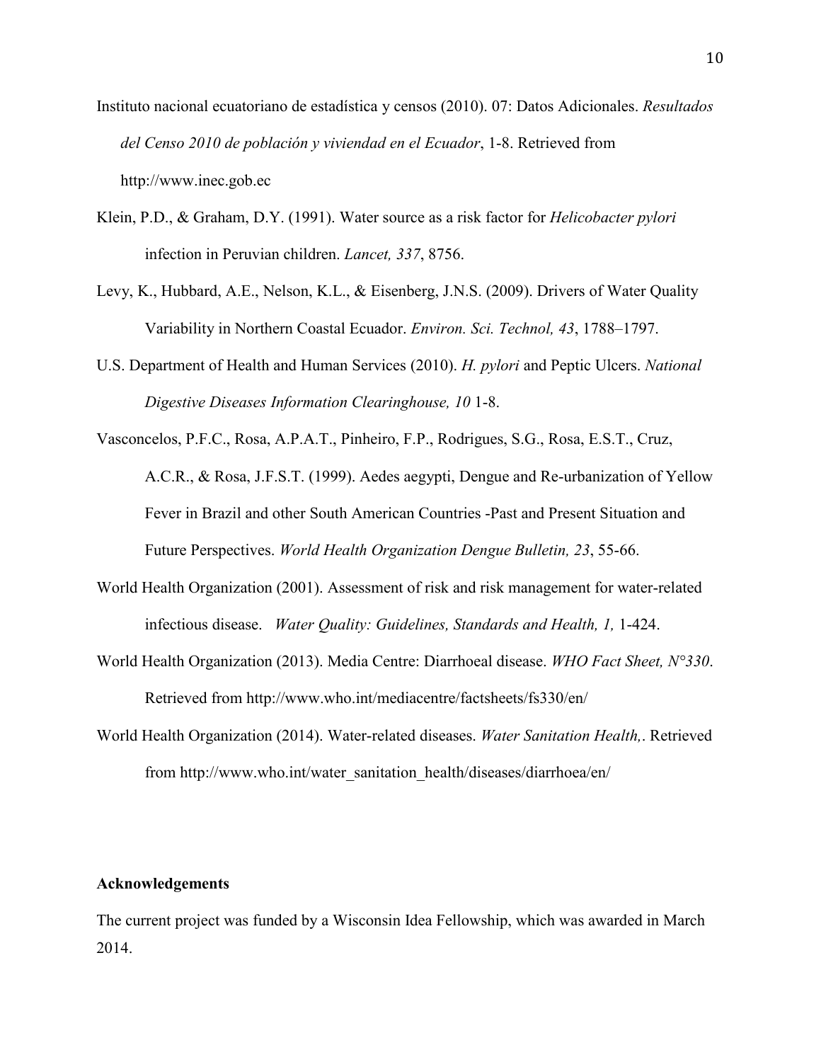Instituto nacional ecuatoriano de estadística y censos (2010). 07: Datos Adicionales. *Resultados del Censo 2010 de población y viviendad en el Ecuador*, 1-8. Retrieved from http://www.inec.gob.ec

Klein, P.D., & Graham, D.Y. (1991). Water source as a risk factor for *Helicobacter pylori* infection in Peruvian children. *Lancet, 337*, 8756.

Levy, K., Hubbard, A.E., Nelson, K.L., & Eisenberg, J.N.S. (2009). Drivers of Water Quality Variability in Northern Coastal Ecuador. *Environ. Sci. Technol, 43*, 1788–1797.

U.S. Department of Health and Human Services (2010). *H. pylori* and Peptic Ulcers. *National Digestive Diseases Information Clearinghouse, 10* 1-8.

Vasconcelos, P.F.C., Rosa, A.P.A.T., Pinheiro, F.P., Rodrigues, S.G., Rosa, E.S.T., Cruz, A.C.R., & Rosa, J.F.S.T. (1999). Aedes aegypti, Dengue and Re-urbanization of Yellow Fever in Brazil and other South American Countries -Past and Present Situation and Future Perspectives. *World Health Organization Dengue Bulletin, 23*, 55-66.

World Health Organization (2001). Assessment of risk and risk management for water-related infectious disease. *Water Quality: Guidelines, Standards and Health, 1,* 1-424.

World Health Organization (2013). Media Centre: Diarrhoeal disease. *WHO Fact Sheet, N°330*. Retrieved from http://www.who.int/mediacentre/factsheets/fs330/en/

World Health Organization (2014). Water-related diseases. *Water Sanitation Health,*. Retrieved from http://www.who.int/water_sanitation_health/diseases/diarrhoea/en/

## Acknowledgements

The current project was funded by a Wisconsin Idea Fellowship, which was awarded in March 2014.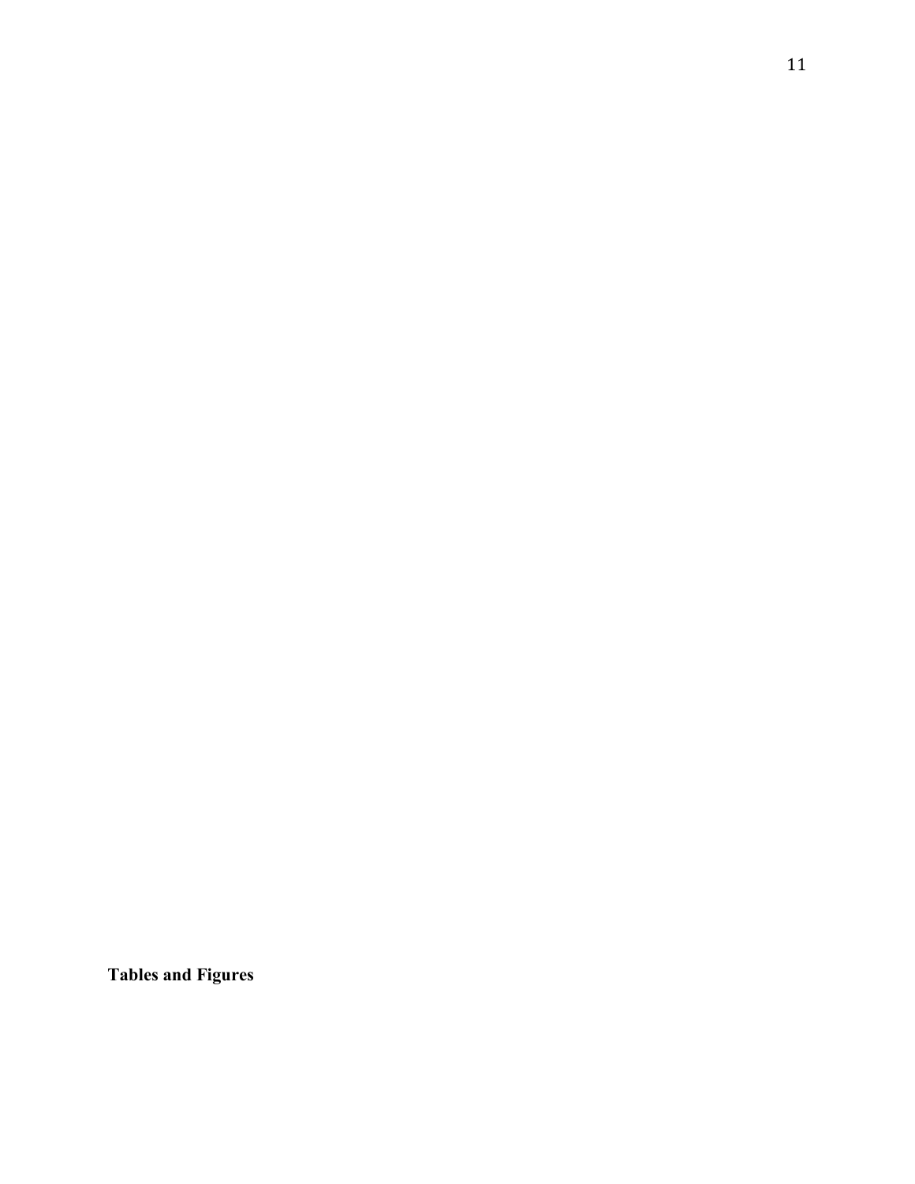**Tables and Figures**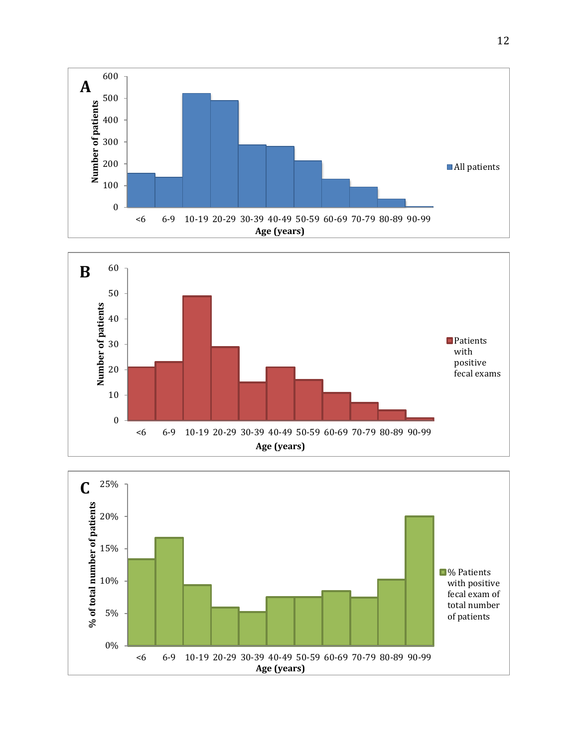**A**

Number of patients

Age (years): <6, 6-9, 10-19, 20-29, 30-39, 40-49, 50-59, 60-69, 70-79, 80-89, 90-99

All patients

**B**

Number of patients

Age (years): <6, 6-9, 10-19, 20-29, 30-39, 40-49, 50-59, 60-69, 70-79, 80-89, 90-99

Patients with positive fecal exams

**C**

% of total number of patients

Age (years): <6, 6-9, 10-19, 20-29, 30-39, 40-49, 50-59, 60-69, 70-79, 80-89, 90-99

% Patients with positive fecal exam of total number of patients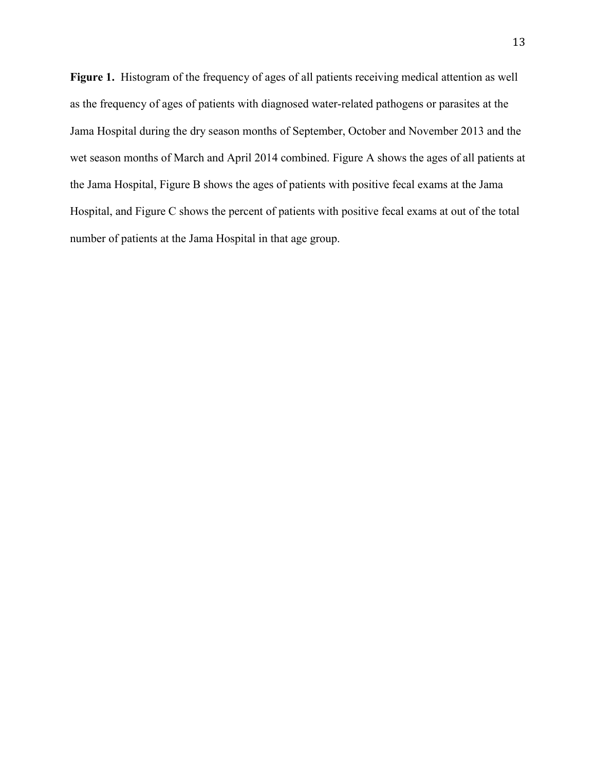**Figure 1.** Histogram of the frequency of ages of all patients receiving medical attention as well as the frequency of ages of patients with diagnosed water-related pathogens or parasites at the Jama Hospital during the dry season months of September, October and November 2013 and the wet season months of March and April 2014 combined. Figure A shows the ages of all patients at the Jama Hospital, Figure B shows the ages of patients with positive fecal exams at the Jama Hospital, and Figure C shows the percent of patients with positive fecal exams at out of the total number of patients at the Jama Hospital in that age group.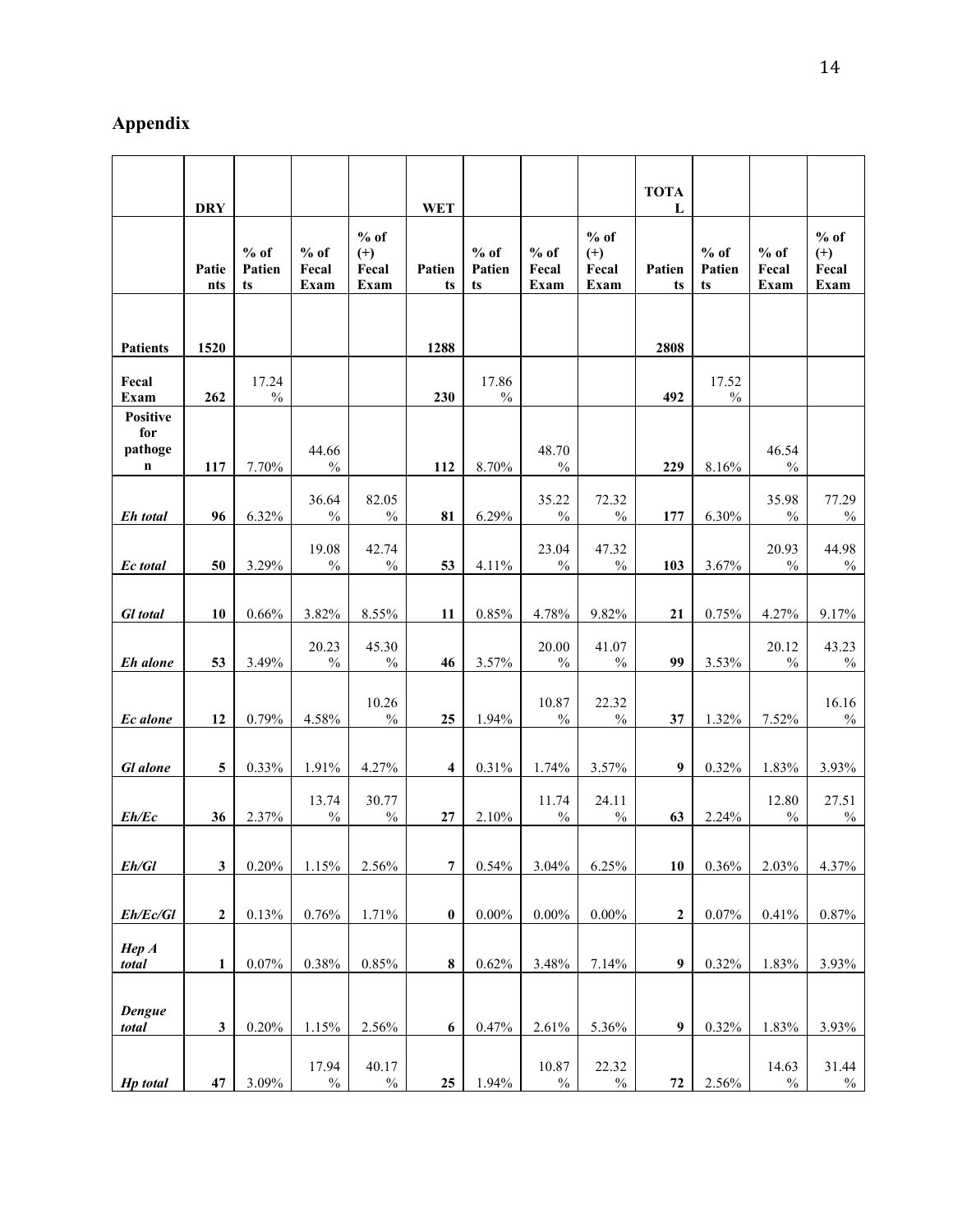## Appendix

| | DRY | | | | WET | | | | TOTAL | | | |
|---|---|---|---|---|---|---|---|---|---|---|---|---|
| | Patients | % of Patients | % of Fecal Exam | % of (+) Fecal Exam | Patients | % of Patients | % of Fecal Exam | % of (+) Fecal Exam | Patients | % of Patients | % of Fecal Exam | % of (+) Fecal Exam |
| **Patients** | **1520** | | | | **1288** | | | | **2808** | | | |
| **Fecal Exam** | **262** | 17.24 % | | | **230** | 17.86 % | | | **492** | 17.52 % | | |
| **Positive for pathogen** | **117** | 7.70% | 44.66 % | | **112** | 8.70% | 48.70 % | | **229** | 8.16% | 46.54 % | |
| ***Eh total*** | **96** | 6.32% | 36.64 % | 82.05 % | **81** | 6.29% | 35.22 % | 72.32 % | **177** | 6.30% | 35.98 % | 77.29 % |
| ***Ec total*** | **50** | 3.29% | 19.08 % | 42.74 % | **53** | 4.11% | 23.04 % | 47.32 % | **103** | 3.67% | 20.93 % | 44.98 % |
| ***Gl total*** | **10** | 0.66% | 3.82% | 8.55% | **11** | 0.85% | 4.78% | 9.82% | **21** | 0.75% | 4.27% | 9.17% |
| ***Eh alone*** | **53** | 3.49% | 20.23 % | 45.30 % | **46** | 3.57% | 20.00 % | 41.07 % | **99** | 3.53% | 20.12 % | 43.23 % |
| ***Ec alone*** | **12** | 0.79% | 4.58% | 10.26 % | **25** | 1.94% | 10.87 % | 22.32 % | **37** | 1.32% | 7.52% | 16.16 % |
| ***Gl alone*** | **5** | 0.33% | 1.91% | 4.27% | **4** | 0.31% | 1.74% | 3.57% | **9** | 0.32% | 1.83% | 3.93% |
| ***Eh/Ec*** | **36** | 2.37% | 13.74 % | 30.77 % | **27** | 2.10% | 11.74 % | 24.11 % | **63** | 2.24% | 12.80 % | 27.51 % |
| ***Eh/Gl*** | **3** | 0.20% | 1.15% | 2.56% | **7** | 0.54% | 3.04% | 6.25% | **10** | 0.36% | 2.03% | 4.37% |
| ***Eh/Ec/Gl*** | **2** | 0.13% | 0.76% | 1.71% | **0** | 0.00% | 0.00% | 0.00% | **2** | 0.07% | 0.41% | 0.87% |
| ***Hep A total*** | **1** | 0.07% | 0.38% | 0.85% | **8** | 0.62% | 3.48% | 7.14% | **9** | 0.32% | 1.83% | 3.93% |
| ***Dengue total*** | **3** | 0.20% | 1.15% | 2.56% | **6** | 0.47% | 2.61% | 5.36% | **9** | 0.32% | 1.83% | 3.93% |
| ***Hp total*** | **47** | 3.09% | 17.94 % | 40.17 % | **25** | 1.94% | 10.87 % | 22.32 % | **72** | 2.56% | 14.63 % | 31.44 % |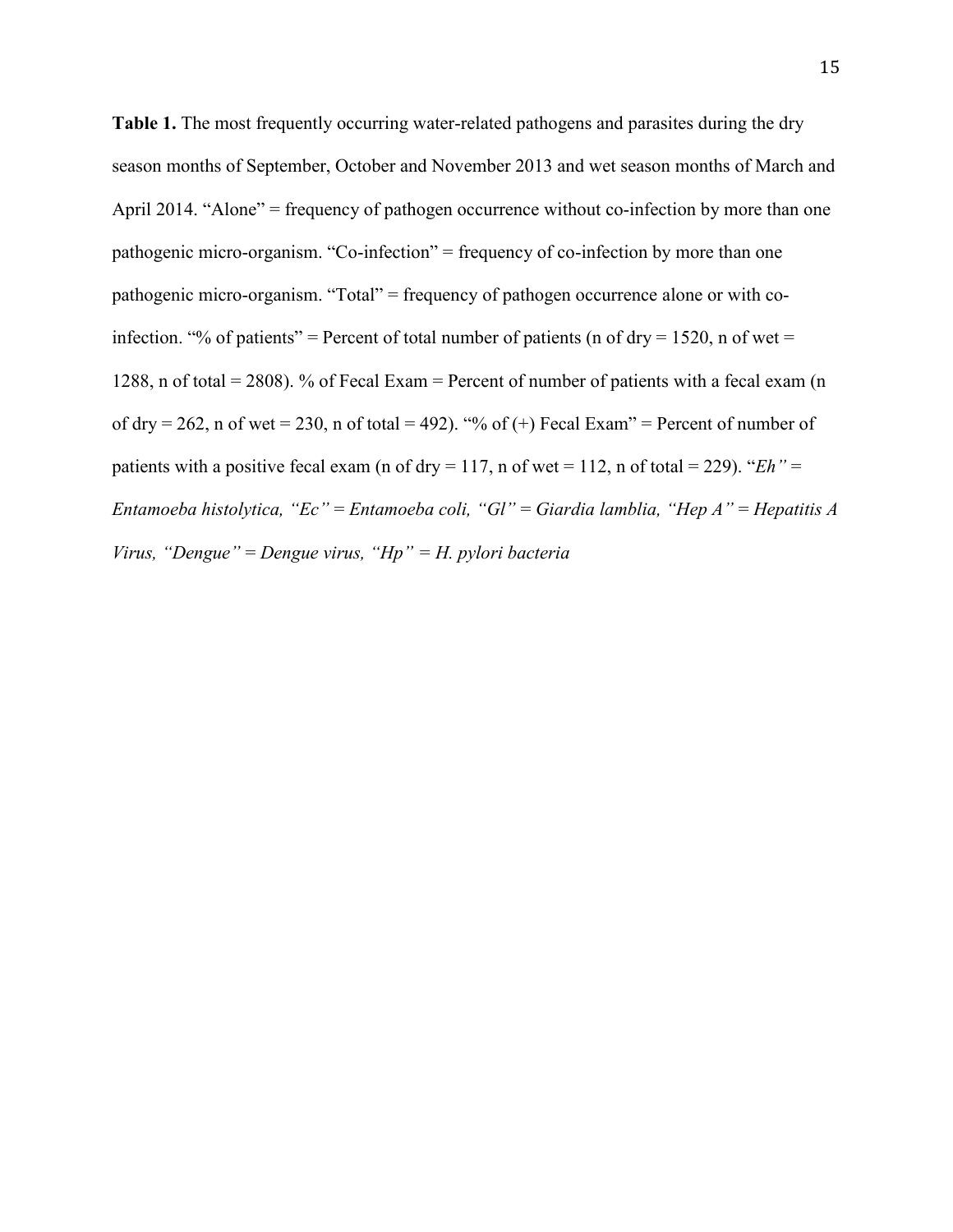**Table 1.** The most frequently occurring water-related pathogens and parasites during the dry season months of September, October and November 2013 and wet season months of March and April 2014. "Alone" = frequency of pathogen occurrence without co-infection by more than one pathogenic micro-organism. "Co-infection" = frequency of co-infection by more than one pathogenic micro-organism. "Total" = frequency of pathogen occurrence alone or with co-infection. "% of patients" = Percent of total number of patients (n of dry = 1520, n of wet = 1288, n of total = 2808). % of Fecal Exam = Percent of number of patients with a fecal exam (n of dry = 262, n of wet = 230, n of total = 492). "% of (+) Fecal Exam" = Percent of number of patients with a positive fecal exam (n of dry = 117, n of wet = 112, n of total = 229). "*Eh"* = *Entamoeba histolytica, "Ec"* = *Entamoeba coli, "Gl"* = *Giardia lamblia, "Hep A"* = *Hepatitis A Virus, "Dengue"* = *Dengue virus, "Hp"* = *H. pylori bacteria*